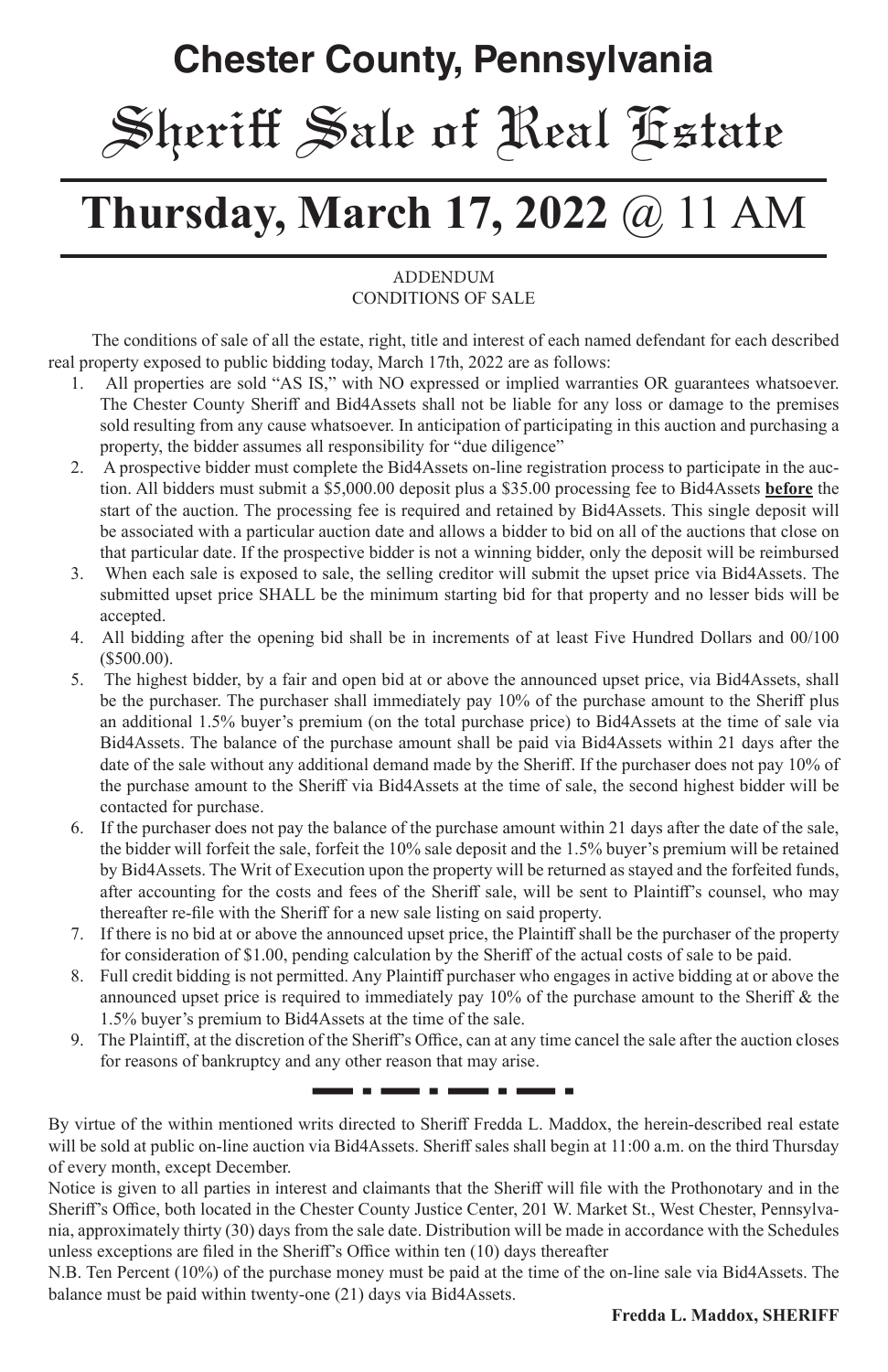# Chester County, Pennsylvania

# Sheriff Sale of Real Estate

## Thursday, March 17, 2022 @ 11 AM

ADDENDUM
CONDITIONS OF SALE

The conditions of sale of all the estate, right, title and interest of each named defendant for each described real property exposed to public bidding today, March 17th, 2022 are as follows:

1. All properties are sold "AS IS," with NO expressed or implied warranties OR guarantees whatsoever. The Chester County Sheriff and Bid4Assets shall not be liable for any loss or damage to the premises sold resulting from any cause whatsoever. In anticipation of participating in this auction and purchasing a property, the bidder assumes all responsibility for "due diligence"
2. A prospective bidder must complete the Bid4Assets on-line registration process to participate in the auction. All bidders must submit a $5,000.00 deposit plus a $35.00 processing fee to Bid4Assets **before** the start of the auction. The processing fee is required and retained by Bid4Assets. This single deposit will be associated with a particular auction date and allows a bidder to bid on all of the auctions that close on that particular date. If the prospective bidder is not a winning bidder, only the deposit will be reimbursed
3. When each sale is exposed to sale, the selling creditor will submit the upset price via Bid4Assets. The submitted upset price SHALL be the minimum starting bid for that property and no lesser bids will be accepted.
4. All bidding after the opening bid shall be in increments of at least Five Hundred Dollars and 00/100 ($500.00).
5. The highest bidder, by a fair and open bid at or above the announced upset price, via Bid4Assets, shall be the purchaser. The purchaser shall immediately pay 10% of the purchase amount to the Sheriff plus an additional 1.5% buyer's premium (on the total purchase price) to Bid4Assets at the time of sale via Bid4Assets. The balance of the purchase amount shall be paid via Bid4Assets within 21 days after the date of the sale without any additional demand made by the Sheriff. If the purchaser does not pay 10% of the purchase amount to the Sheriff via Bid4Assets at the time of sale, the second highest bidder will be contacted for purchase.
6. If the purchaser does not pay the balance of the purchase amount within 21 days after the date of the sale, the bidder will forfeit the sale, forfeit the 10% sale deposit and the 1.5% buyer's premium will be retained by Bid4Assets. The Writ of Execution upon the property will be returned as stayed and the forfeited funds, after accounting for the costs and fees of the Sheriff sale, will be sent to Plaintiff's counsel, who may thereafter re-file with the Sheriff for a new sale listing on said property.
7. If there is no bid at or above the announced upset price, the Plaintiff shall be the purchaser of the property for consideration of $1.00, pending calculation by the Sheriff of the actual costs of sale to be paid.
8. Full credit bidding is not permitted. Any Plaintiff purchaser who engages in active bidding at or above the announced upset price is required to immediately pay 10% of the purchase amount to the Sheriff & the 1.5% buyer's premium to Bid4Assets at the time of the sale.
9. The Plaintiff, at the discretion of the Sheriff's Office, can at any time cancel the sale after the auction closes for reasons of bankruptcy and any other reason that may arise.

---

By virtue of the within mentioned writs directed to Sheriff Fredda L. Maddox, the herein-described real estate will be sold at public on-line auction via Bid4Assets. Sheriff sales shall begin at 11:00 a.m. on the third Thursday of every month, except December.

Notice is given to all parties in interest and claimants that the Sheriff will file with the Prothonotary and in the Sheriff's Office, both located in the Chester County Justice Center, 201 W. Market St., West Chester, Pennsylvania, approximately thirty (30) days from the sale date. Distribution will be made in accordance with the Schedules unless exceptions are filed in the Sheriff's Office within ten (10) days thereafter

N.B. Ten Percent (10%) of the purchase money must be paid at the time of the on-line sale via Bid4Assets. The balance must be paid within twenty-one (21) days via Bid4Assets.

**Fredda L. Maddox, SHERIFF**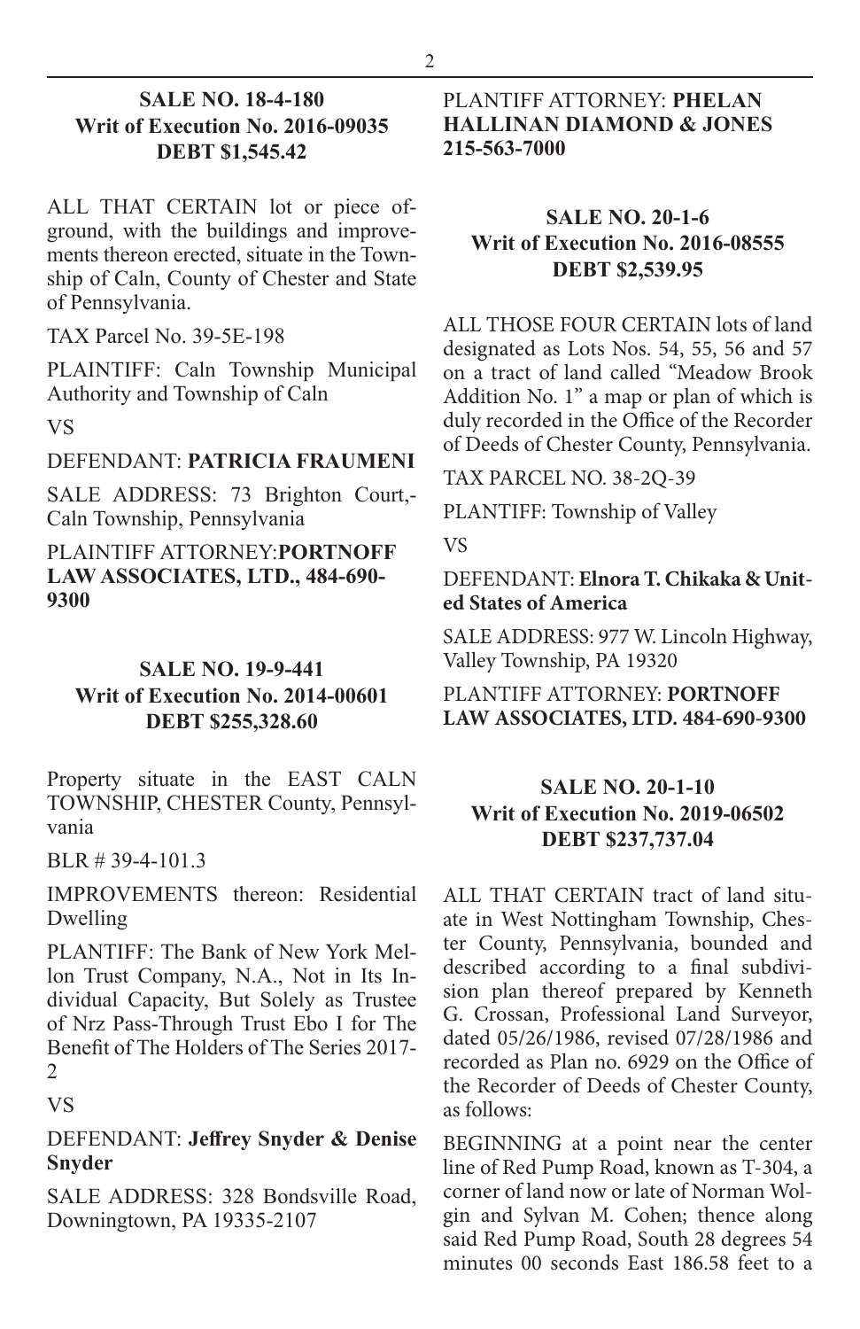### SALE NO. 18-4-180
### Writ of Execution No. 2016-09035
### DEBT $1,545.42

ALL THAT CERTAIN lot or piece of ground, with the buildings and improvements thereon erected, situate in the Township of Caln, County of Chester and State of Pennsylvania.

TAX Parcel No. 39-5E-198

PLAINTIFF: Caln Township Municipal Authority and Township of Caln

VS

DEFENDANT: **PATRICIA FRAUMENI**

SALE ADDRESS: 73 Brighton Court,-Caln Township, Pennsylvania

PLAINTIFF ATTORNEY:**PORTNOFF LAW ASSOCIATES, LTD., 484-690-9300**

### SALE NO. 19-9-441
### Writ of Execution No. 2014-00601
### DEBT $255,328.60

Property situate in the EAST CALN TOWNSHIP, CHESTER County, Pennsylvania

BLR # 39-4-101.3

IMPROVEMENTS thereon: Residential Dwelling

PLANTIFF: The Bank of New York Mellon Trust Company, N.A., Not in Its Individual Capacity, But Solely as Trustee of Nrz Pass-Through Trust Ebo I for The Benefit of The Holders of The Series 2017-2

VS

DEFENDANT: **Jeffrey Snyder & Denise Snyder**

SALE ADDRESS: 328 Bondsville Road, Downingtown, PA 19335-2107

PLANTIFF ATTORNEY: **PHELAN HALLINAN DIAMOND & JONES 215-563-7000**

### SALE NO. 20-1-6
### Writ of Execution No. 2016-08555
### DEBT $2,539.95

ALL THOSE FOUR CERTAIN lots of land designated as Lots Nos. 54, 55, 56 and 57 on a tract of land called "Meadow Brook Addition No. 1" a map or plan of which is duly recorded in the Office of the Recorder of Deeds of Chester County, Pennsylvania.

TAX PARCEL NO. 38-2Q-39

PLANTIFF: Township of Valley

VS

DEFENDANT: **Elnora T. Chikaka & United States of America**

SALE ADDRESS: 977 W. Lincoln Highway, Valley Township, PA 19320

PLANTIFF ATTORNEY: **PORTNOFF LAW ASSOCIATES, LTD. 484-690-9300**

### SALE NO. 20-1-10
### Writ of Execution No. 2019-06502
### DEBT $237,737.04

ALL THAT CERTAIN tract of land situate in West Nottingham Township, Chester County, Pennsylvania, bounded and described according to a final subdivision plan thereof prepared by Kenneth G. Crossan, Professional Land Surveyor, dated 05/26/1986, revised 07/28/1986 and recorded as Plan no. 6929 on the Office of the Recorder of Deeds of Chester County, as follows:

BEGINNING at a point near the center line of Red Pump Road, known as T-304, a corner of land now or late of Norman Wolgin and Sylvan M. Cohen; thence along said Red Pump Road, South 28 degrees 54 minutes 00 seconds East 186.58 feet to a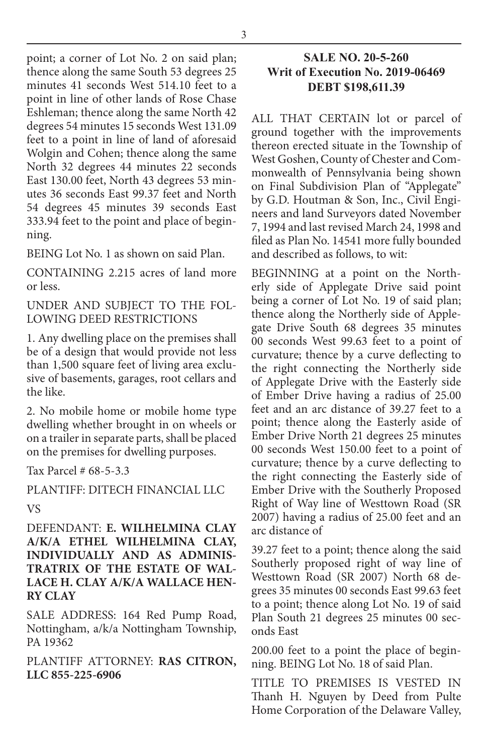point; a corner of Lot No. 2 on said plan; thence along the same South 53 degrees 25 minutes 41 seconds West 514.10 feet to a point in line of other lands of Rose Chase Eshleman; thence along the same North 42 degrees 54 minutes 15 seconds West 131.09 feet to a point in line of land of aforesaid Wolgin and Cohen; thence along the same North 32 degrees 44 minutes 22 seconds East 130.00 feet, North 43 degrees 53 minutes 36 seconds East 99.37 feet and North 54 degrees 45 minutes 39 seconds East 333.94 feet to the point and place of beginning.

BEING Lot No. 1 as shown on said Plan.

CONTAINING 2.215 acres of land more or less.

UNDER AND SUBJECT TO THE FOLLOWING DEED RESTRICTIONS

1. Any dwelling place on the premises shall be of a design that would provide not less than 1,500 square feet of living area exclusive of basements, garages, root cellars and the like.

2. No mobile home or mobile home type dwelling whether brought in on wheels or on a trailer in separate parts, shall be placed on the premises for dwelling purposes.

Tax Parcel # 68-5-3.3

PLANTIFF: DITECH FINANCIAL LLC

VS

DEFENDANT: **E. WILHELMINA CLAY A/K/A ETHEL WILHELMINA CLAY, INDIVIDUALLY AND AS ADMINISTRATRIX OF THE ESTATE OF WALLACE H. CLAY A/K/A WALLACE HENRY CLAY**

SALE ADDRESS: 164 Red Pump Road, Nottingham, a/k/a Nottingham Township, PA 19362

PLANTIFF ATTORNEY: **RAS CITRON, LLC 855-225-6906**

## SALE NO. 20-5-260
## Writ of Execution No. 2019-06469
## DEBT $198,611.39

ALL THAT CERTAIN lot or parcel of ground together with the improvements thereon erected situate in the Township of West Goshen, County of Chester and Commonwealth of Pennsylvania being shown on Final Subdivision Plan of "Applegate" by G.D. Houtman & Son, Inc., Civil Engineers and land Surveyors dated November 7, 1994 and last revised March 24, 1998 and filed as Plan No. 14541 more fully bounded and described as follows, to wit:

BEGINNING at a point on the Northerly side of Applegate Drive said point being a corner of Lot No. 19 of said plan; thence along the Northerly side of Applegate Drive South 68 degrees 35 minutes 00 seconds West 99.63 feet to a point of curvature; thence by a curve deflecting to the right connecting the Northerly side of Applegate Drive with the Easterly side of Ember Drive having a radius of 25.00 feet and an arc distance of 39.27 feet to a point; thence along the Easterly aside of Ember Drive North 21 degrees 25 minutes 00 seconds West 150.00 feet to a point of curvature; thence by a curve deflecting to the right connecting the Easterly side of Ember Drive with the Southerly Proposed Right of Way line of Westtown Road (SR 2007) having a radius of 25.00 feet and an arc distance of

39.27 feet to a point; thence along the said Southerly proposed right of way line of Westtown Road (SR 2007) North 68 degrees 35 minutes 00 seconds East 99.63 feet to a point; thence along Lot No. 19 of said Plan South 21 degrees 25 minutes 00 seconds East

200.00 feet to a point the place of beginning. BEING Lot No. 18 of said Plan.

TITLE TO PREMISES IS VESTED IN Thanh H. Nguyen by Deed from Pulte Home Corporation of the Delaware Valley,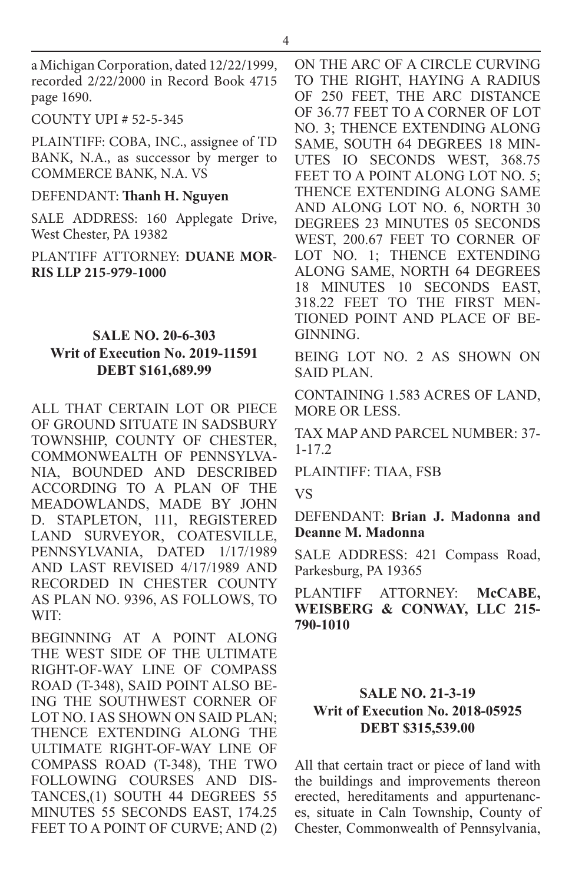a Michigan Corporation, dated 12/22/1999, recorded 2/22/2000 in Record Book 4715 page 1690.

COUNTY UPI # 52-5-345

PLAINTIFF: COBA, INC., assignee of TD BANK, N.A., as successor by merger to COMMERCE BANK, N.A. VS

DEFENDANT: **Thanh H. Nguyen**

SALE ADDRESS: 160 Applegate Drive, West Chester, PA 19382

PLANTIFF ATTORNEY: **DUANE MORRIS LLP 215-979-1000**

**SALE NO. 20-6-303**
**Writ of Execution No. 2019-11591**
**DEBT $161,689.99**

ALL THAT CERTAIN LOT OR PIECE OF GROUND SITUATE IN SADSBURY TOWNSHIP, COUNTY OF CHESTER, COMMONWEALTH OF PENNSYLVANIA, BOUNDED AND DESCRIBED ACCORDING TO A PLAN OF THE MEADOWLANDS, MADE BY JOHN D. STAPLETON, 111, REGISTERED LAND SURVEYOR, COATESVILLE, PENNSYLVANIA, DATED 1/17/1989 AND LAST REVISED 4/17/1989 AND RECORDED IN CHESTER COUNTY AS PLAN NO. 9396, AS FOLLOWS, TO WIT:

BEGINNING AT A POINT ALONG THE WEST SIDE OF THE ULTIMATE RIGHT-OF-WAY LINE OF COMPASS ROAD (T-348), SAID POINT ALSO BEING THE SOUTHWEST CORNER OF LOT NO. I AS SHOWN ON SAID PLAN; THENCE EXTENDING ALONG THE ULTIMATE RIGHT-OF-WAY LINE OF COMPASS ROAD (T-348), THE TWO FOLLOWING COURSES AND DISTANCES,(1) SOUTH 44 DEGREES 55 MINUTES 55 SECONDS EAST, 174.25 FEET TO A POINT OF CURVE; AND (2) ON THE ARC OF A CIRCLE CURVING TO THE RIGHT, HAYING A RADIUS OF 250 FEET, THE ARC DISTANCE OF 36.77 FEET TO A CORNER OF LOT NO. 3; THENCE EXTENDING ALONG SAME, SOUTH 64 DEGREES 18 MINUTES IO SECONDS WEST, 368.75 FEET TO A POINT ALONG LOT NO. 5; THENCE EXTENDING ALONG SAME AND ALONG LOT NO. 6, NORTH 30 DEGREES 23 MINUTES 05 SECONDS WEST, 200.67 FEET TO CORNER OF LOT NO. 1; THENCE EXTENDING ALONG SAME, NORTH 64 DEGREES 18 MINUTES 10 SECONDS EAST, 318.22 FEET TO THE FIRST MENTIONED POINT AND PLACE OF BEGINNING.

BEING LOT NO. 2 AS SHOWN ON SAID PLAN.

CONTAINING 1.583 ACRES OF LAND, MORE OR LESS.

TAX MAP AND PARCEL NUMBER: 37-1-17.2

PLAINTIFF: TIAA, FSB

VS

DEFENDANT: **Brian J. Madonna and Deanne M. Madonna**

SALE ADDRESS: 421 Compass Road, Parkesburg, PA 19365

PLANTIFF ATTORNEY: **McCABE, WEISBERG & CONWAY, LLC 215-790-1010**

**SALE NO. 21-3-19**
**Writ of Execution No. 2018-05925**
**DEBT $315,539.00**

All that certain tract or piece of land with the buildings and improvements thereon erected, hereditaments and appurtenances, situate in Caln Township, County of Chester, Commonwealth of Pennsylvania,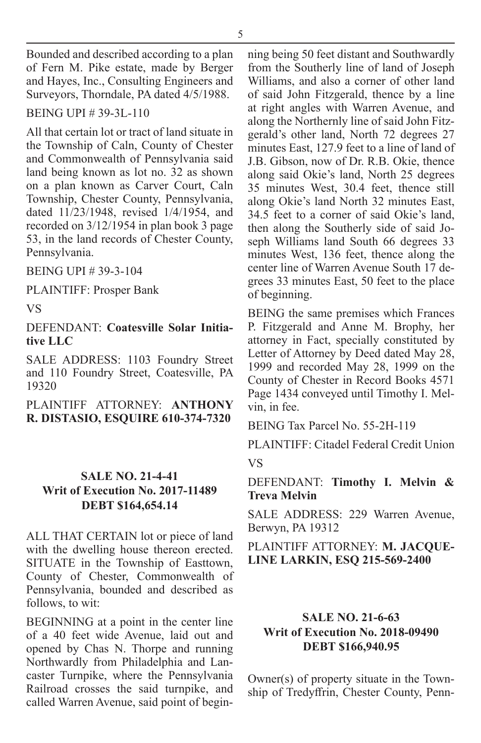Bounded and described according to a plan of Fern M. Pike estate, made by Berger and Hayes, Inc., Consulting Engineers and Surveyors, Thorndale, PA dated 4/5/1988.

BEING UPI # 39-3L-110

All that certain lot or tract of land situate in the Township of Caln, County of Chester and Commonwealth of Pennsylvania said land being known as lot no. 32 as shown on a plan known as Carver Court, Caln Township, Chester County, Pennsylvania, dated 11/23/1948, revised 1/4/1954, and recorded on 3/12/1954 in plan book 3 page 53, in the land records of Chester County, Pennsylvania.

BEING UPI # 39-3-104

PLAINTIFF: Prosper Bank

VS

DEFENDANT: **Coatesville Solar Initiative LLC**

SALE ADDRESS: 1103 Foundry Street and 110 Foundry Street, Coatesville, PA 19320

PLAINTIFF ATTORNEY: **ANTHONY R. DISTASIO, ESQUIRE 610-374-7320**

### SALE NO. 21-4-41
### Writ of Execution No. 2017-11489
### DEBT $164,654.14

ALL THAT CERTAIN lot or piece of land with the dwelling house thereon erected. SITUATE in the Township of Easttown, County of Chester, Commonwealth of Pennsylvania, bounded and described as follows, to wit:

BEGINNING at a point in the center line of a 40 feet wide Avenue, laid out and opened by Chas N. Thorpe and running Northwardly from Philadelphia and Lancaster Turnpike, where the Pennsylvania Railroad crosses the said turnpike, and called Warren Avenue, said point of beginning being 50 feet distant and Southwardly from the Southerly line of land of Joseph Williams, and also a corner of other land of said John Fitzgerald, thence by a line at right angles with Warren Avenue, and along the Northernly line of said John Fitzgerald's other land, North 72 degrees 27 minutes East, 127.9 feet to a line of land of J.B. Gibson, now of Dr. R.B. Okie, thence along said Okie's land, North 25 degrees 35 minutes West, 30.4 feet, thence still along Okie's land North 32 minutes East, 34.5 feet to a corner of said Okie's land, then along the Southerly side of said Joseph Williams land South 66 degrees 33 minutes West, 136 feet, thence along the center line of Warren Avenue South 17 degrees 33 minutes East, 50 feet to the place of beginning.

BEING the same premises which Frances P. Fitzgerald and Anne M. Brophy, her attorney in Fact, specially constituted by Letter of Attorney by Deed dated May 28, 1999 and recorded May 28, 1999 on the County of Chester in Record Books 4571 Page 1434 conveyed until Timothy I. Melvin, in fee.

BEING Tax Parcel No. 55-2H-119

PLAINTIFF: Citadel Federal Credit Union

VS

DEFENDANT: **Timothy I. Melvin & Treva Melvin**

SALE ADDRESS: 229 Warren Avenue, Berwyn, PA 19312

PLAINTIFF ATTORNEY: **M. JACQUELINE LARKIN, ESQ 215-569-2400**

### SALE NO. 21-6-63
### Writ of Execution No. 2018-09490
### DEBT $166,940.95

Owner(s) of property situate in the Township of Tredyffrin, Chester County, Penn-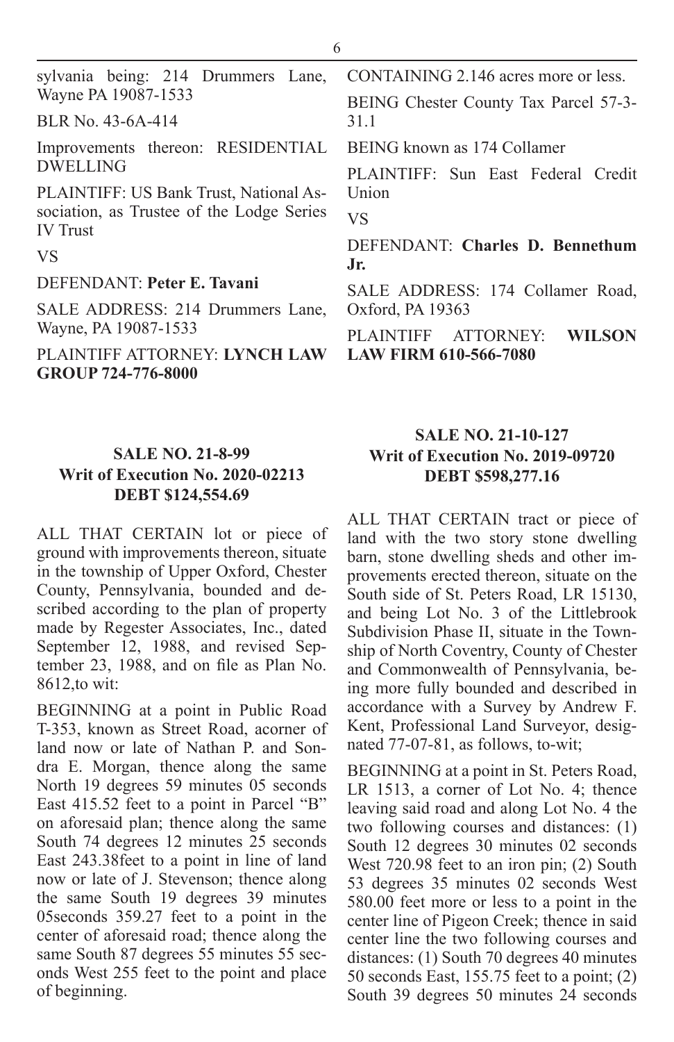sylvania being: 214 Drummers Lane, Wayne PA 19087-1533

BLR No. 43-6A-414

Improvements thereon: RESIDENTIAL DWELLING

PLAINTIFF: US Bank Trust, National Association, as Trustee of the Lodge Series IV Trust

VS

DEFENDANT: **Peter E. Tavani**

SALE ADDRESS: 214 Drummers Lane, Wayne, PA 19087-1533

PLAINTIFF ATTORNEY: **LYNCH LAW GROUP 724-776-8000**

### SALE NO. 21-8-99
### Writ of Execution No. 2020-02213
### DEBT $124,554.69

ALL THAT CERTAIN lot or piece of ground with improvements thereon, situate in the township of Upper Oxford, Chester County, Pennsylvania, bounded and described according to the plan of property made by Regester Associates, Inc., dated September 12, 1988, and revised September 23, 1988, and on file as Plan No. 8612,to wit:

BEGINNING at a point in Public Road T-353, known as Street Road, acorner of land now or late of Nathan P. and Sondra E. Morgan, thence along the same North 19 degrees 59 minutes 05 seconds East 415.52 feet to a point in Parcel "B" on aforesaid plan; thence along the same South 74 degrees 12 minutes 25 seconds East 243.38feet to a point in line of land now or late of J. Stevenson; thence along the same South 19 degrees 39 minutes 05seconds 359.27 feet to a point in the center of aforesaid road; thence along the same South 87 degrees 55 minutes 55 seconds West 255 feet to the point and place of beginning.

CONTAINING 2.146 acres more or less.

BEING Chester County Tax Parcel 57-3-31.1

BEING known as 174 Collamer

PLAINTIFF: Sun East Federal Credit Union

VS

DEFENDANT: **Charles D. Bennethum Jr.**

SALE ADDRESS: 174 Collamer Road, Oxford, PA 19363

PLAINTIFF ATTORNEY: **WILSON LAW FIRM 610-566-7080**

### SALE NO. 21-10-127
### Writ of Execution No. 2019-09720
### DEBT $598,277.16

ALL THAT CERTAIN tract or piece of land with the two story stone dwelling barn, stone dwelling sheds and other improvements erected thereon, situate on the South side of St. Peters Road, LR 15130, and being Lot No. 3 of the Littlebrook Subdivision Phase II, situate in the Township of North Coventry, County of Chester and Commonwealth of Pennsylvania, being more fully bounded and described in accordance with a Survey by Andrew F. Kent, Professional Land Surveyor, designated 77-07-81, as follows, to-wit;

BEGINNING at a point in St. Peters Road, LR 1513, a corner of Lot No. 4; thence leaving said road and along Lot No. 4 the two following courses and distances: (1) South 12 degrees 30 minutes 02 seconds West 720.98 feet to an iron pin; (2) South 53 degrees 35 minutes 02 seconds West 580.00 feet more or less to a point in the center line of Pigeon Creek; thence in said center line the two following courses and distances: (1) South 70 degrees 40 minutes 50 seconds East, 155.75 feet to a point; (2) South 39 degrees 50 minutes 24 seconds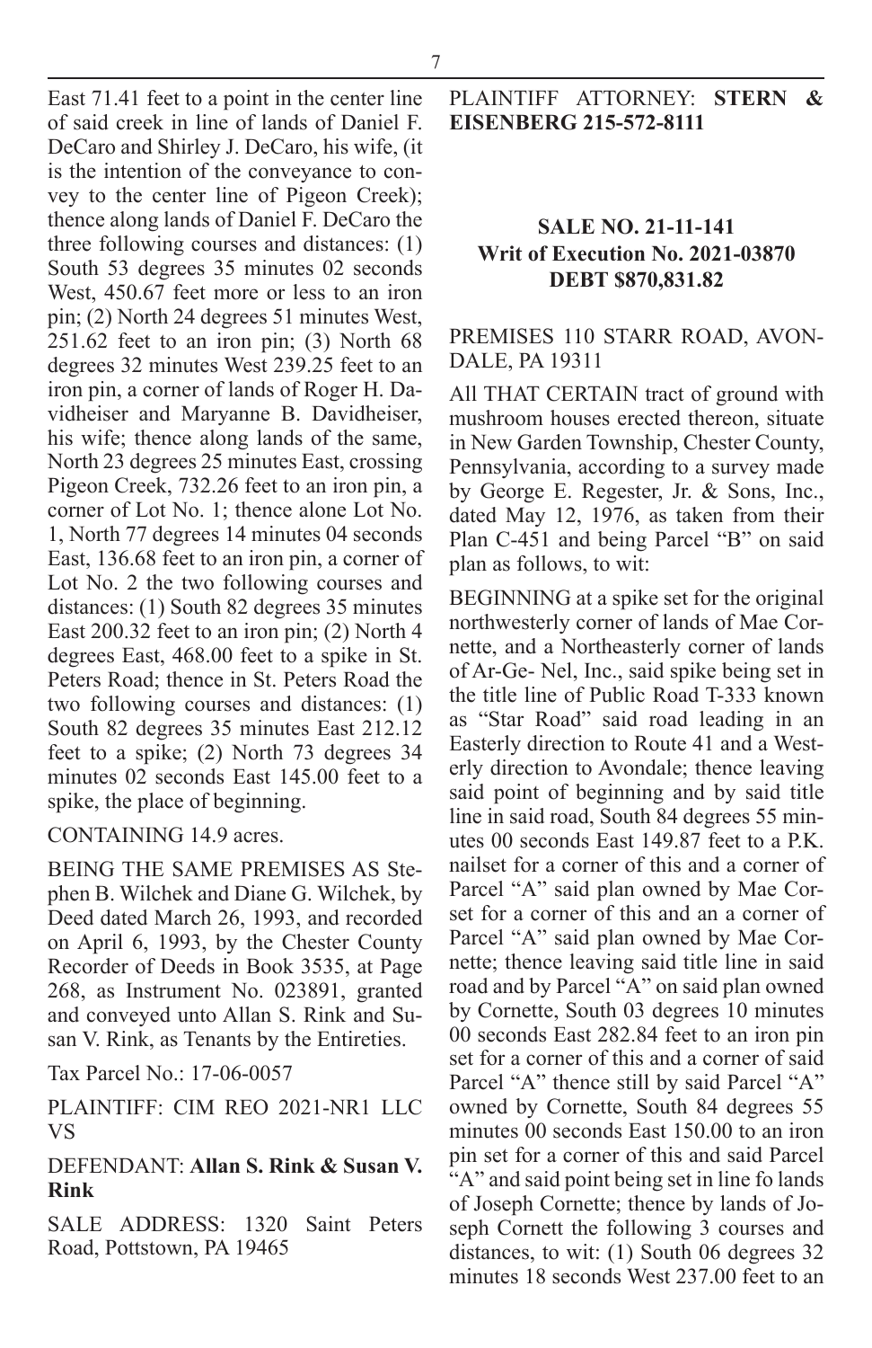East 71.41 feet to a point in the center line of said creek in line of lands of Daniel F. DeCaro and Shirley J. DeCaro, his wife, (it is the intention of the conveyance to convey to the center line of Pigeon Creek); thence along lands of Daniel F. DeCaro the three following courses and distances: (1) South 53 degrees 35 minutes 02 seconds West, 450.67 feet more or less to an iron pin; (2) North 24 degrees 51 minutes West, 251.62 feet to an iron pin; (3) North 68 degrees 32 minutes West 239.25 feet to an iron pin, a corner of lands of Roger H. Davidheiser and Maryanne B. Davidheiser, his wife; thence along lands of the same, North 23 degrees 25 minutes East, crossing Pigeon Creek, 732.26 feet to an iron pin, a corner of Lot No. 1; thence alone Lot No. 1, North 77 degrees 14 minutes 04 seconds East, 136.68 feet to an iron pin, a corner of Lot No. 2 the two following courses and distances: (1) South 82 degrees 35 minutes East 200.32 feet to an iron pin; (2) North 4 degrees East, 468.00 feet to a spike in St. Peters Road; thence in St. Peters Road the two following courses and distances: (1) South 82 degrees 35 minutes East 212.12 feet to a spike; (2) North 73 degrees 34 minutes 02 seconds East 145.00 feet to a spike, the place of beginning.

CONTAINING 14.9 acres.

BEING THE SAME PREMISES AS Stephen B. Wilchek and Diane G. Wilchek, by Deed dated March 26, 1993, and recorded on April 6, 1993, by the Chester County Recorder of Deeds in Book 3535, at Page 268, as Instrument No. 023891, granted and conveyed unto Allan S. Rink and Susan V. Rink, as Tenants by the Entireties.

Tax Parcel No.: 17-06-0057

PLAINTIFF: CIM REO 2021-NR1 LLC VS

DEFENDANT: **Allan S. Rink & Susan V. Rink**

SALE ADDRESS: 1320 Saint Peters Road, Pottstown, PA 19465

PLAINTIFF ATTORNEY: **STERN & EISENBERG 215-572-8111**

### SALE NO. 21-11-141
### Writ of Execution No. 2021-03870
### DEBT $870,831.82

PREMISES 110 STARR ROAD, AVONDALE, PA 19311

All THAT CERTAIN tract of ground with mushroom houses erected thereon, situate in New Garden Township, Chester County, Pennsylvania, according to a survey made by George E. Regester, Jr. & Sons, Inc., dated May 12, 1976, as taken from their Plan C-451 and being Parcel "B" on said plan as follows, to wit:

BEGINNING at a spike set for the original northwesterly corner of lands of Mae Cornette, and a Northeasterly corner of lands of Ar-Ge- Nel, Inc., said spike being set in the title line of Public Road T-333 known as "Star Road" said road leading in an Easterly direction to Route 41 and a Westerly direction to Avondale; thence leaving said point of beginning and by said title line in said road, South 84 degrees 55 minutes 00 seconds East 149.87 feet to a P.K. nailset for a corner of this and a corner of Parcel "A" said plan owned by Mae Corset for a corner of this and an a corner of Parcel "A" said plan owned by Mae Cornette; thence leaving said title line in said road and by Parcel "A" on said plan owned by Cornette, South 03 degrees 10 minutes 00 seconds East 282.84 feet to an iron pin set for a corner of this and a corner of said Parcel "A" thence still by said Parcel "A" owned by Cornette, South 84 degrees 55 minutes 00 seconds East 150.00 to an iron pin set for a corner of this and said Parcel "A" and said point being set in line fo lands of Joseph Cornette; thence by lands of Joseph Cornett the following 3 courses and distances, to wit: (1) South 06 degrees 32 minutes 18 seconds West 237.00 feet to an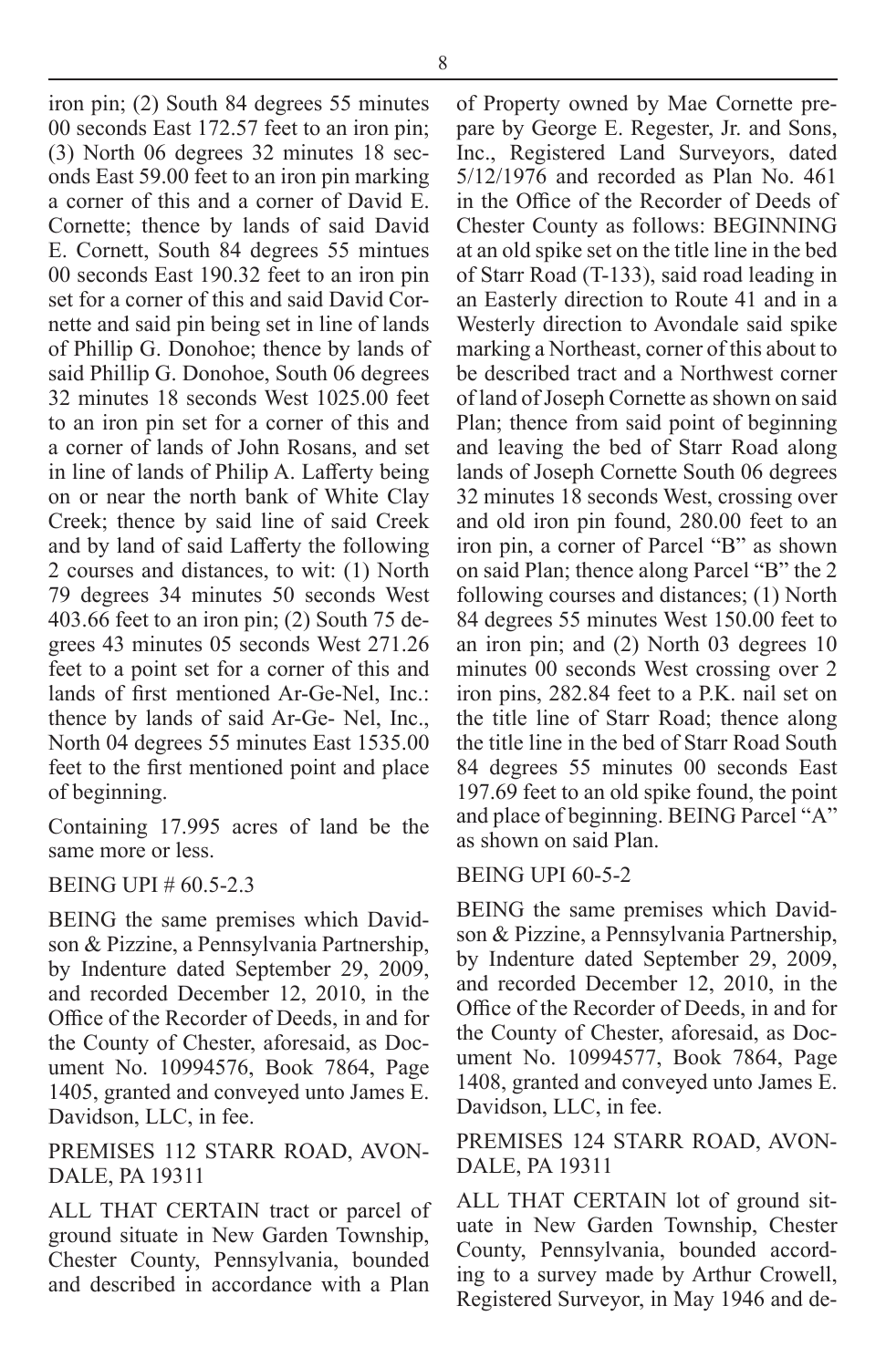iron pin; (2) South 84 degrees 55 minutes 00 seconds East 172.57 feet to an iron pin; (3) North 06 degrees 32 minutes 18 seconds East 59.00 feet to an iron pin marking a corner of this and a corner of David E. Cornette; thence by lands of said David E. Cornett, South 84 degrees 55 mintues 00 seconds East 190.32 feet to an iron pin set for a corner of this and said David Cornette and said pin being set in line of lands of Phillip G. Donohoe; thence by lands of said Phillip G. Donohoe, South 06 degrees 32 minutes 18 seconds West 1025.00 feet to an iron pin set for a corner of this and a corner of lands of John Rosans, and set in line of lands of Philip A. Lafferty being on or near the north bank of White Clay Creek; thence by said line of said Creek and by land of said Lafferty the following 2 courses and distances, to wit: (1) North 79 degrees 34 minutes 50 seconds West 403.66 feet to an iron pin; (2) South 75 degrees 43 minutes 05 seconds West 271.26 feet to a point set for a corner of this and lands of first mentioned Ar-Ge-Nel, Inc.: thence by lands of said Ar-Ge- Nel, Inc., North 04 degrees 55 minutes East 1535.00 feet to the first mentioned point and place of beginning.

Containing 17.995 acres of land be the same more or less.

BEING UPI # 60.5-2.3

BEING the same premises which Davidson & Pizzine, a Pennsylvania Partnership, by Indenture dated September 29, 2009, and recorded December 12, 2010, in the Office of the Recorder of Deeds, in and for the County of Chester, aforesaid, as Document No. 10994576, Book 7864, Page 1405, granted and conveyed unto James E. Davidson, LLC, in fee.

PREMISES 112 STARR ROAD, AVONDALE, PA 19311

ALL THAT CERTAIN tract or parcel of ground situate in New Garden Township, Chester County, Pennsylvania, bounded and described in accordance with a Plan of Property owned by Mae Cornette prepare by George E. Regester, Jr. and Sons, Inc., Registered Land Surveyors, dated 5/12/1976 and recorded as Plan No. 461 in the Office of the Recorder of Deeds of Chester County as follows: BEGINNING at an old spike set on the title line in the bed of Starr Road (T-133), said road leading in an Easterly direction to Route 41 and in a Westerly direction to Avondale said spike marking a Northeast, corner of this about to be described tract and a Northwest corner of land of Joseph Cornette as shown on said Plan; thence from said point of beginning and leaving the bed of Starr Road along lands of Joseph Cornette South 06 degrees 32 minutes 18 seconds West, crossing over and old iron pin found, 280.00 feet to an iron pin, a corner of Parcel "B" as shown on said Plan; thence along Parcel "B" the 2 following courses and distances; (1) North 84 degrees 55 minutes West 150.00 feet to an iron pin; and (2) North 03 degrees 10 minutes 00 seconds West crossing over 2 iron pins, 282.84 feet to a P.K. nail set on the title line of Starr Road; thence along the title line in the bed of Starr Road South 84 degrees 55 minutes 00 seconds East 197.69 feet to an old spike found, the point and place of beginning. BEING Parcel "A" as shown on said Plan.

BEING UPI 60-5-2

BEING the same premises which Davidson & Pizzine, a Pennsylvania Partnership, by Indenture dated September 29, 2009, and recorded December 12, 2010, in the Office of the Recorder of Deeds, in and for the County of Chester, aforesaid, as Document No. 10994577, Book 7864, Page 1408, granted and conveyed unto James E. Davidson, LLC, in fee.

PREMISES 124 STARR ROAD, AVONDALE, PA 19311

ALL THAT CERTAIN lot of ground situate in New Garden Township, Chester County, Pennsylvania, bounded according to a survey made by Arthur Crowell, Registered Surveyor, in May 1946 and de-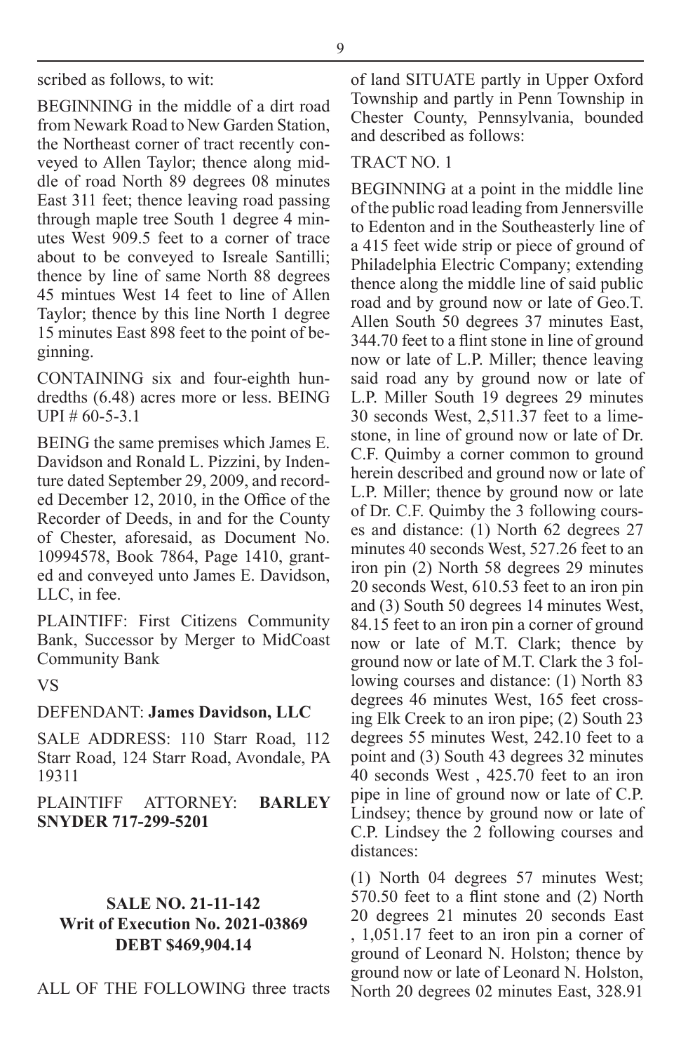scribed as follows, to wit:

BEGINNING in the middle of a dirt road from Newark Road to New Garden Station, the Northeast corner of tract recently conveyed to Allen Taylor; thence along middle of road North 89 degrees 08 minutes East 311 feet; thence leaving road passing through maple tree South 1 degree 4 minutes West 909.5 feet to a corner of trace about to be conveyed to Isreale Santilli; thence by line of same North 88 degrees 45 mintues West 14 feet to line of Allen Taylor; thence by this line North 1 degree 15 minutes East 898 feet to the point of beginning.

CONTAINING six and four-eighth hundredths (6.48) acres more or less. BEING UPI # 60-5-3.1

BEING the same premises which James E. Davidson and Ronald L. Pizzini, by Indenture dated September 29, 2009, and recorded December 12, 2010, in the Office of the Recorder of Deeds, in and for the County of Chester, aforesaid, as Document No. 10994578, Book 7864, Page 1410, granted and conveyed unto James E. Davidson, LLC, in fee.

PLAINTIFF: First Citizens Community Bank, Successor by Merger to MidCoast Community Bank

VS

DEFENDANT: **James Davidson, LLC**

SALE ADDRESS: 110 Starr Road, 112 Starr Road, 124 Starr Road, Avondale, PA 19311

PLAINTIFF ATTORNEY: **BARLEY SNYDER 717-299-5201**

**SALE NO. 21-11-142**
**Writ of Execution No. 2021-03869**
**DEBT $469,904.14**

ALL OF THE FOLLOWING three tracts of land SITUATE partly in Upper Oxford Township and partly in Penn Township in Chester County, Pennsylvania, bounded and described as follows:

TRACT NO. 1

BEGINNING at a point in the middle line of the public road leading from Jennersville to Edenton and in the Southeasterly line of a 415 feet wide strip or piece of ground of Philadelphia Electric Company; extending thence along the middle line of said public road and by ground now or late of Geo.T. Allen South 50 degrees 37 minutes East, 344.70 feet to a flint stone in line of ground now or late of L.P. Miller; thence leaving said road any by ground now or late of L.P. Miller South 19 degrees 29 minutes 30 seconds West, 2,511.37 feet to a limestone, in line of ground now or late of Dr. C.F. Quimby a corner common to ground herein described and ground now or late of L.P. Miller; thence by ground now or late of Dr. C.F. Quimby the 3 following courses and distance: (1) North 62 degrees 27 minutes 40 seconds West, 527.26 feet to an iron pin (2) North 58 degrees 29 minutes 20 seconds West, 610.53 feet to an iron pin and (3) South 50 degrees 14 minutes West, 84.15 feet to an iron pin a corner of ground now or late of M.T. Clark; thence by ground now or late of M.T. Clark the 3 following courses and distance: (1) North 83 degrees 46 minutes West, 165 feet crossing Elk Creek to an iron pipe; (2) South 23 degrees 55 minutes West, 242.10 feet to a point and (3) South 43 degrees 32 minutes 40 seconds West , 425.70 feet to an iron pipe in line of ground now or late of C.P. Lindsey; thence by ground now or late of C.P. Lindsey the 2 following courses and distances:

(1) North 04 degrees 57 minutes West; 570.50 feet to a flint stone and (2) North 20 degrees 21 minutes 20 seconds East , 1,051.17 feet to an iron pin a corner of ground of Leonard N. Holston; thence by ground now or late of Leonard N. Holston, North 20 degrees 02 minutes East, 328.91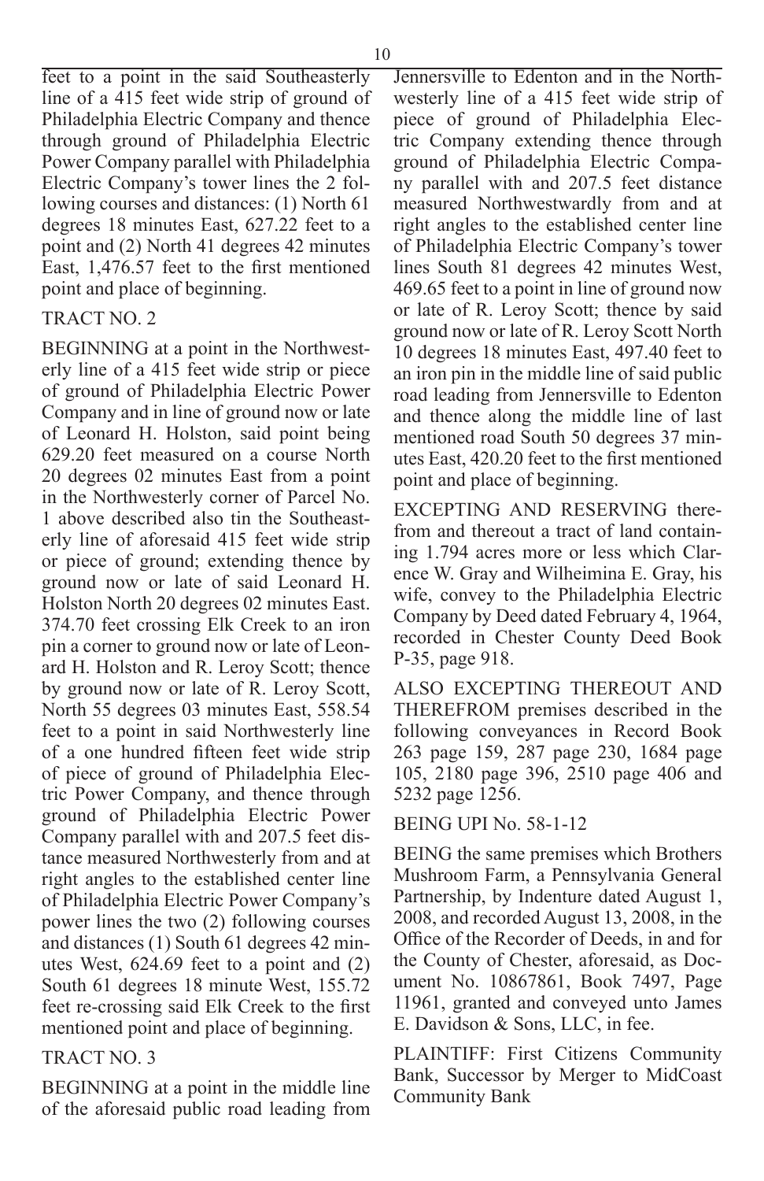feet to a point in the said Southeasterly line of a 415 feet wide strip of ground of Philadelphia Electric Company and thence through ground of Philadelphia Electric Power Company parallel with Philadelphia Electric Company's tower lines the 2 following courses and distances: (1) North 61 degrees 18 minutes East, 627.22 feet to a point and (2) North 41 degrees 42 minutes East, 1,476.57 feet to the first mentioned point and place of beginning.

TRACT NO. 2

BEGINNING at a point in the Northwesterly line of a 415 feet wide strip or piece of ground of Philadelphia Electric Power Company and in line of ground now or late of Leonard H. Holston, said point being 629.20 feet measured on a course North 20 degrees 02 minutes East from a point in the Northwesterly corner of Parcel No. 1 above described also tin the Southeasterly line of aforesaid 415 feet wide strip or piece of ground; extending thence by ground now or late of said Leonard H. Holston North 20 degrees 02 minutes East. 374.70 feet crossing Elk Creek to an iron pin a corner to ground now or late of Leonard H. Holston and R. Leroy Scott; thence by ground now or late of R. Leroy Scott, North 55 degrees 03 minutes East, 558.54 feet to a point in said Northwesterly line of a one hundred fifteen feet wide strip of piece of ground of Philadelphia Electric Power Company, and thence through ground of Philadelphia Electric Power Company parallel with and 207.5 feet distance measured Northwesterly from and at right angles to the established center line of Philadelphia Electric Power Company's power lines the two (2) following courses and distances (1) South 61 degrees 42 minutes West, 624.69 feet to a point and (2) South 61 degrees 18 minute West, 155.72 feet re-crossing said Elk Creek to the first mentioned point and place of beginning.

TRACT NO. 3

BEGINNING at a point in the middle line of the aforesaid public road leading from Jennersville to Edenton and in the Northwesterly line of a 415 feet wide strip of piece of ground of Philadelphia Electric Company extending thence through ground of Philadelphia Electric Company parallel with and 207.5 feet distance measured Northwestwardly from and at right angles to the established center line of Philadelphia Electric Company's tower lines South 81 degrees 42 minutes West, 469.65 feet to a point in line of ground now or late of R. Leroy Scott; thence by said ground now or late of R. Leroy Scott North 10 degrees 18 minutes East, 497.40 feet to an iron pin in the middle line of said public road leading from Jennersville to Edenton and thence along the middle line of last mentioned road South 50 degrees 37 minutes East, 420.20 feet to the first mentioned point and place of beginning.

EXCEPTING AND RESERVING therefrom and thereout a tract of land containing 1.794 acres more or less which Clarence W. Gray and Wilheimina E. Gray, his wife, convey to the Philadelphia Electric Company by Deed dated February 4, 1964, recorded in Chester County Deed Book P-35, page 918.

ALSO EXCEPTING THEREOUT AND THEREFROM premises described in the following conveyances in Record Book 263 page 159, 287 page 230, 1684 page 105, 2180 page 396, 2510 page 406 and 5232 page 1256.

BEING UPI No. 58-1-12

BEING the same premises which Brothers Mushroom Farm, a Pennsylvania General Partnership, by Indenture dated August 1, 2008, and recorded August 13, 2008, in the Office of the Recorder of Deeds, in and for the County of Chester, aforesaid, as Document No. 10867861, Book 7497, Page 11961, granted and conveyed unto James E. Davidson & Sons, LLC, in fee.

PLAINTIFF: First Citizens Community Bank, Successor by Merger to MidCoast Community Bank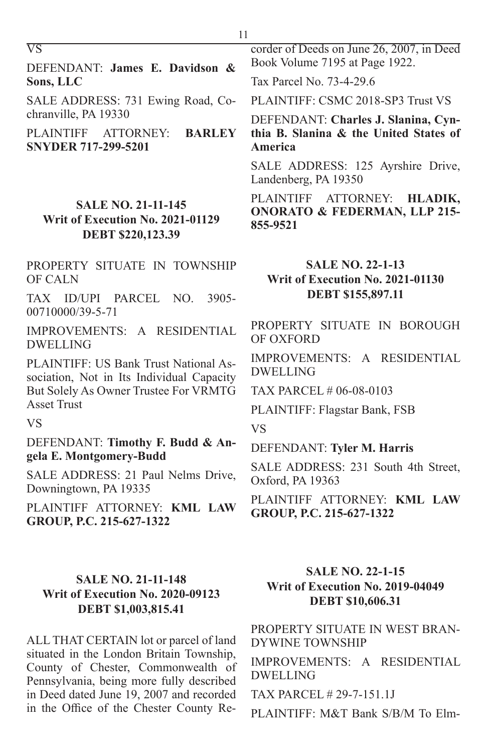VS

DEFENDANT: **James E. Davidson & Sons, LLC**

SALE ADDRESS: 731 Ewing Road, Cochranville, PA 19330

PLAINTIFF ATTORNEY: **BARLEY SNYDER 717-299-5201**

### SALE NO. 21-11-145
### Writ of Execution No. 2021-01129
### DEBT $220,123.39

PROPERTY SITUATE IN TOWNSHIP OF CALN

TAX ID/UPI PARCEL NO. 3905-00710000/39-5-71

IMPROVEMENTS: A RESIDENTIAL DWELLING

PLAINTIFF: US Bank Trust National Association, Not in Its Individual Capacity But Solely As Owner Trustee For VRMTG Asset Trust

VS

DEFENDANT: **Timothy F. Budd & Angela E. Montgomery-Budd**

SALE ADDRESS: 21 Paul Nelms Drive, Downingtown, PA 19335

PLAINTIFF ATTORNEY: **KML LAW GROUP, P.C. 215-627-1322**

### SALE NO. 21-11-148
### Writ of Execution No. 2020-09123
### DEBT $1,003,815.41

ALL THAT CERTAIN lot or parcel of land situated in the London Britain Township, County of Chester, Commonwealth of Pennsylvania, being more fully described in Deed dated June 19, 2007 and recorded in the Office of the Chester County Recorder of Deeds on June 26, 2007, in Deed Book Volume 7195 at Page 1922.

Tax Parcel No. 73-4-29.6

PLAINTIFF: CSMC 2018-SP3 Trust VS

DEFENDANT: **Charles J. Slanina, Cynthia B. Slanina & the United States of America**

SALE ADDRESS: 125 Ayrshire Drive, Landenberg, PA 19350

PLAINTIFF ATTORNEY: **HLADIK, ONORATO & FEDERMAN, LLP 215-855-9521**

### SALE NO. 22-1-13
### Writ of Execution No. 2021-01130
### DEBT $155,897.11

PROPERTY SITUATE IN BOROUGH OF OXFORD

IMPROVEMENTS: A RESIDENTIAL DWELLING

TAX PARCEL # 06-08-0103

PLAINTIFF: Flagstar Bank, FSB

VS

DEFENDANT: **Tyler M. Harris**

SALE ADDRESS: 231 South 4th Street, Oxford, PA 19363

PLAINTIFF ATTORNEY: **KML LAW GROUP, P.C. 215-627-1322**

### SALE NO. 22-1-15
### Writ of Execution No. 2019-04049
### DEBT $10,606.31

PROPERTY SITUATE IN WEST BRANDYWINE TOWNSHIP

IMPROVEMENTS: A RESIDENTIAL DWELLING

TAX PARCEL # 29-7-151.1J

PLAINTIFF: M&T Bank S/B/M To Elm-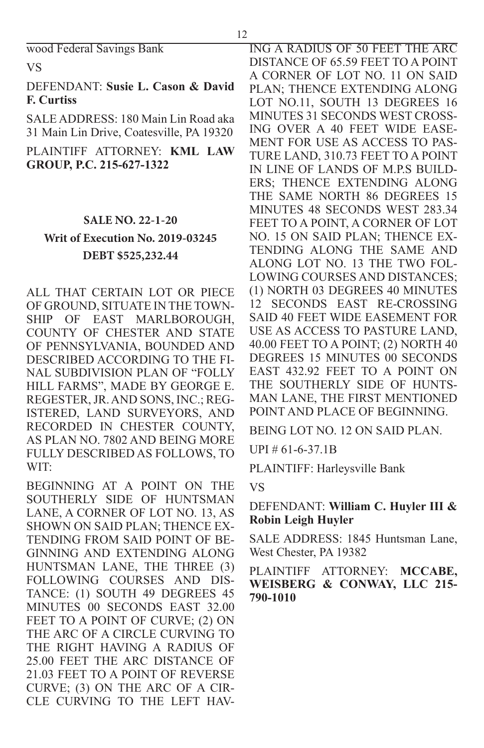wood Federal Savings Bank

VS

DEFENDANT: **Susie L. Cason & David F. Curtiss**

SALE ADDRESS: 180 Main Lin Road aka 31 Main Lin Drive, Coatesville, PA 19320

PLAINTIFF ATTORNEY: **KML LAW GROUP, P.C. 215-627-1322**

## SALE NO. 22-1-20
## Writ of Execution No. 2019-03245
## DEBT $525,232.44

ALL THAT CERTAIN LOT OR PIECE OF GROUND, SITUATE IN THE TOWNSHIP OF EAST MARLBOROUGH, COUNTY OF CHESTER AND STATE OF PENNSYLVANIA, BOUNDED AND DESCRIBED ACCORDING TO THE FINAL SUBDIVISION PLAN OF "FOLLY HILL FARMS", MADE BY GEORGE E. REGESTER, JR. AND SONS, INC.; REGISTERED, LAND SURVEYORS, AND RECORDED IN CHESTER COUNTY, AS PLAN NO. 7802 AND BEING MORE FULLY DESCRIBED AS FOLLOWS, TO WIT:

BEGINNING AT A POINT ON THE SOUTHERLY SIDE OF HUNTSMAN LANE, A CORNER OF LOT NO. 13, AS SHOWN ON SAID PLAN; THENCE EXTENDING FROM SAID POINT OF BEGINNING AND EXTENDING ALONG HUNTSMAN LANE, THE THREE (3) FOLLOWING COURSES AND DISTANCE: (1) SOUTH 49 DEGREES 45 MINUTES 00 SECONDS EAST 32.00 FEET TO A POINT OF CURVE; (2) ON THE ARC OF A CIRCLE CURVING TO THE RIGHT HAVING A RADIUS OF 25.00 FEET THE ARC DISTANCE OF 21.03 FEET TO A POINT OF REVERSE CURVE; (3) ON THE ARC OF A CIRCLE CURVING TO THE LEFT HAVING A RADIUS OF 50 FEET THE ARC DISTANCE OF 65.59 FEET TO A POINT A CORNER OF LOT NO. 11 ON SAID PLAN; THENCE EXTENDING ALONG LOT NO.11, SOUTH 13 DEGREES 16 MINUTES 31 SECONDS WEST CROSSING OVER A 40 FEET WIDE EASEMENT FOR USE AS ACCESS TO PASTURE LAND, 310.73 FEET TO A POINT IN LINE OF LANDS OF M.P.S BUILDERS; THENCE EXTENDING ALONG THE SAME NORTH 86 DEGREES 15 MINUTES 48 SECONDS WEST 283.34 FEET TO A POINT, A CORNER OF LOT NO. 15 ON SAID PLAN; THENCE EXTENDING ALONG THE SAME AND ALONG LOT NO. 13 THE TWO FOLLOWING COURSES AND DISTANCES; (1) NORTH 03 DEGREES 40 MINUTES 12 SECONDS EAST RE-CROSSING SAID 40 FEET WIDE EASEMENT FOR USE AS ACCESS TO PASTURE LAND, 40.00 FEET TO A POINT; (2) NORTH 40 DEGREES 15 MINUTES 00 SECONDS EAST 432.92 FEET TO A POINT ON THE SOUTHERLY SIDE OF HUNTSMAN LANE, THE FIRST MENTIONED POINT AND PLACE OF BEGINNING.

BEING LOT NO. 12 ON SAID PLAN.

UPI # 61-6-37.1B

PLAINTIFF: Harleysville Bank

VS

DEFENDANT: **William C. Huyler III & Robin Leigh Huyler**

SALE ADDRESS: 1845 Huntsman Lane, West Chester, PA 19382

PLAINTIFF ATTORNEY: **MCCABE, WEISBERG & CONWAY, LLC 215-790-1010**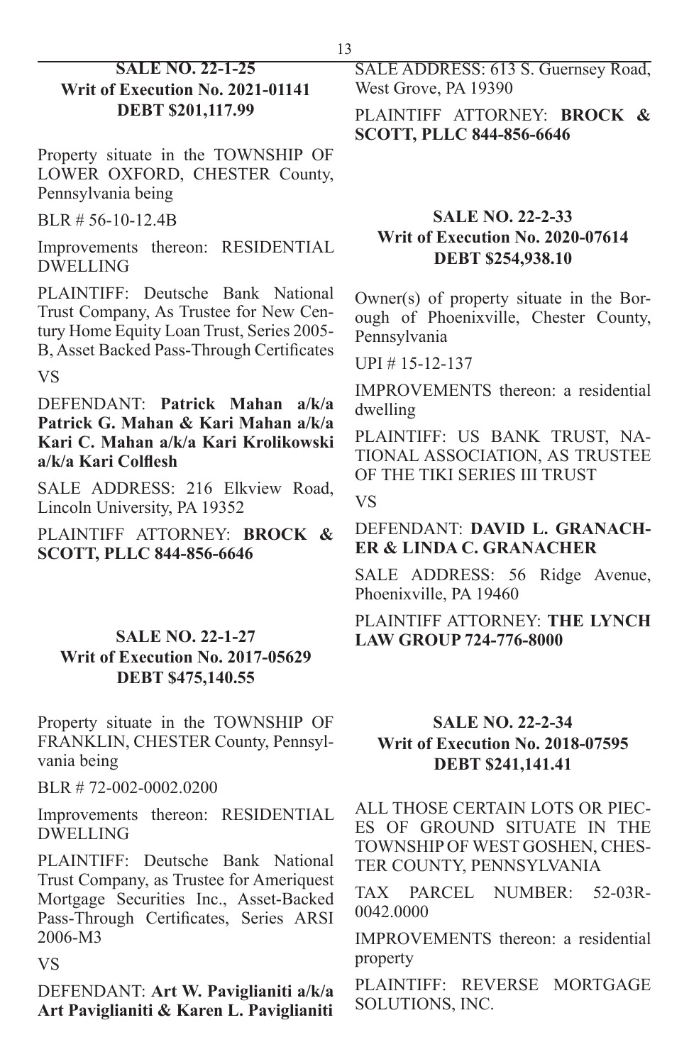**SALE NO. 22-1-25**
**Writ of Execution No. 2021-01141**
**DEBT $201,117.99**

Property situate in the TOWNSHIP OF LOWER OXFORD, CHESTER County, Pennsylvania being

BLR # 56-10-12.4B

Improvements thereon: RESIDENTIAL DWELLING

PLAINTIFF: Deutsche Bank National Trust Company, As Trustee for New Century Home Equity Loan Trust, Series 2005-B, Asset Backed Pass-Through Certificates

VS

DEFENDANT: **Patrick Mahan a/k/a Patrick G. Mahan & Kari Mahan a/k/a Kari C. Mahan a/k/a Kari Krolikowski a/k/a Kari Colflesh**

SALE ADDRESS: 216 Elkview Road, Lincoln University, PA 19352

PLAINTIFF ATTORNEY: **BROCK & SCOTT, PLLC 844-856-6646**

**SALE NO. 22-1-27**
**Writ of Execution No. 2017-05629**
**DEBT $475,140.55**

Property situate in the TOWNSHIP OF FRANKLIN, CHESTER County, Pennsylvania being

BLR # 72-002-0002.0200

Improvements thereon: RESIDENTIAL DWELLING

PLAINTIFF: Deutsche Bank National Trust Company, as Trustee for Ameriquest Mortgage Securities Inc., Asset-Backed Pass-Through Certificates, Series ARSI 2006-M3

VS

DEFENDANT: **Art W. Paviglianiti a/k/a Art Paviglianiti & Karen L. Paviglianiti**

SALE ADDRESS: 613 S. Guernsey Road, West Grove, PA 19390

PLAINTIFF ATTORNEY: **BROCK & SCOTT, PLLC 844-856-6646**

**SALE NO. 22-2-33**
**Writ of Execution No. 2020-07614**
**DEBT $254,938.10**

Owner(s) of property situate in the Borough of Phoenixville, Chester County, Pennsylvania

UPI # 15-12-137

IMPROVEMENTS thereon: a residential dwelling

PLAINTIFF: US BANK TRUST, NATIONAL ASSOCIATION, AS TRUSTEE OF THE TIKI SERIES III TRUST

VS

DEFENDANT: **DAVID L. GRANACHER & LINDA C. GRANACHER**

SALE ADDRESS: 56 Ridge Avenue, Phoenixville, PA 19460

PLAINTIFF ATTORNEY: **THE LYNCH LAW GROUP 724-776-8000**

**SALE NO. 22-2-34**
**Writ of Execution No. 2018-07595**
**DEBT $241,141.41**

ALL THOSE CERTAIN LOTS OR PIECES OF GROUND SITUATE IN THE TOWNSHIP OF WEST GOSHEN, CHESTER COUNTY, PENNSYLVANIA

TAX PARCEL NUMBER: 52-03R-0042.0000

IMPROVEMENTS thereon: a residential property

PLAINTIFF: REVERSE MORTGAGE SOLUTIONS, INC.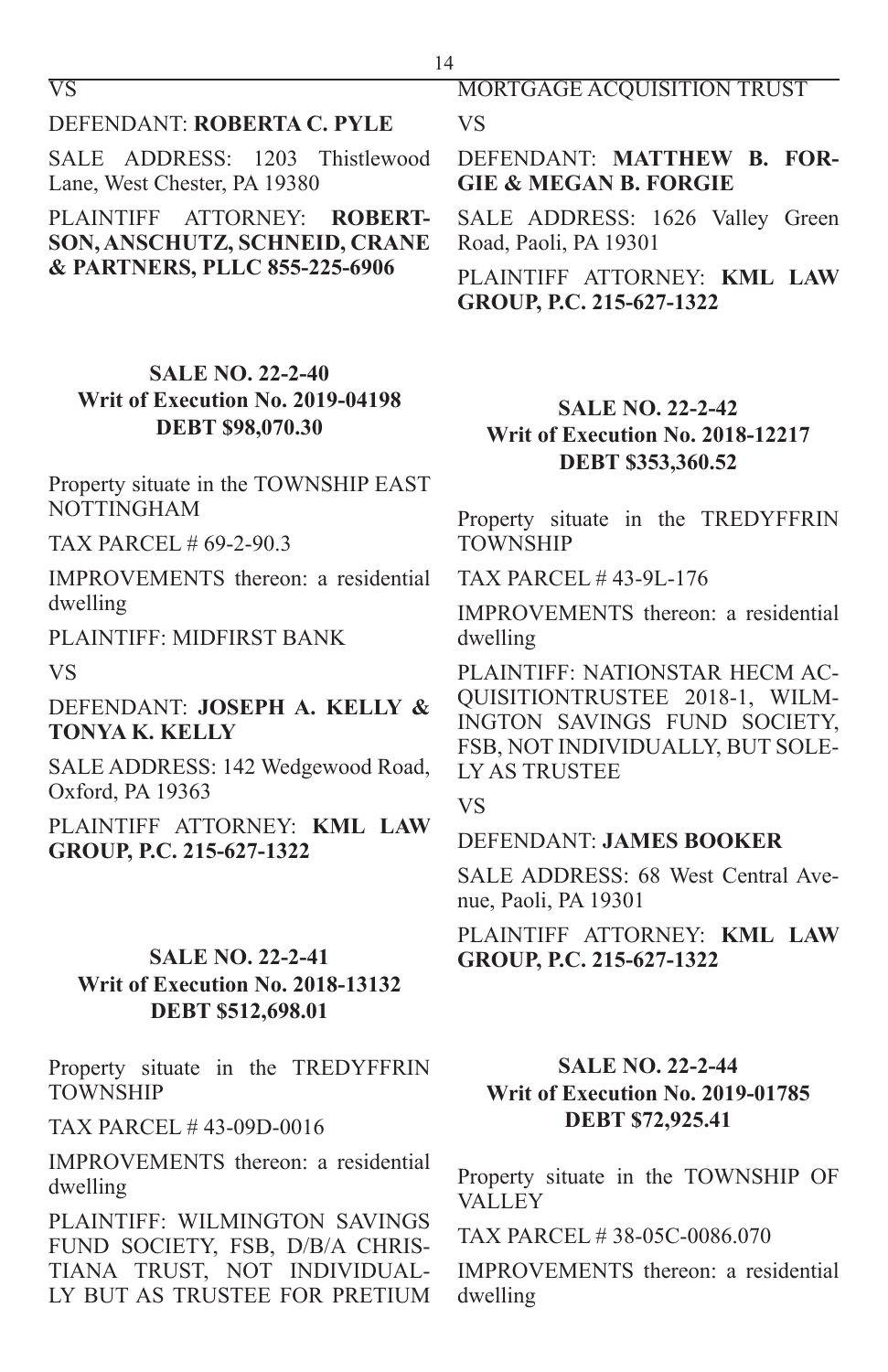VS

DEFENDANT: **ROBERTA C. PYLE**

SALE ADDRESS: 1203 Thistlewood Lane, West Chester, PA 19380

PLAINTIFF ATTORNEY: **ROBERTSON, ANSCHUTZ, SCHNEID, CRANE & PARTNERS, PLLC 855-225-6906**

### SALE NO. 22-2-40
### Writ of Execution No. 2019-04198
### DEBT $98,070.30

Property situate in the TOWNSHIP EAST NOTTINGHAM

TAX PARCEL # 69-2-90.3

IMPROVEMENTS thereon: a residential dwelling

PLAINTIFF: MIDFIRST BANK

VS

DEFENDANT: **JOSEPH A. KELLY & TONYA K. KELLY**

SALE ADDRESS: 142 Wedgewood Road, Oxford, PA 19363

PLAINTIFF ATTORNEY: **KML LAW GROUP, P.C. 215-627-1322**

### SALE NO. 22-2-41
### Writ of Execution No. 2018-13132
### DEBT $512,698.01

Property situate in the TREDYFFRIN TOWNSHIP

TAX PARCEL # 43-09D-0016

IMPROVEMENTS thereon: a residential dwelling

PLAINTIFF: WILMINGTON SAVINGS FUND SOCIETY, FSB, D/B/A CHRISTIANA TRUST, NOT INDIVIDUALLY BUT AS TRUSTEE FOR PRETIUM MORTGAGE ACQUISITION TRUST

VS

DEFENDANT: **MATTHEW B. FORGIE & MEGAN B. FORGIE**

SALE ADDRESS: 1626 Valley Green Road, Paoli, PA 19301

PLAINTIFF ATTORNEY: **KML LAW GROUP, P.C. 215-627-1322**

### SALE NO. 22-2-42
### Writ of Execution No. 2018-12217
### DEBT $353,360.52

Property situate in the TREDYFFRIN TOWNSHIP

TAX PARCEL # 43-9L-176

IMPROVEMENTS thereon: a residential dwelling

PLAINTIFF: NATIONSTAR HECM ACQUISITIONTRUSTEE 2018-1, WILMINGTON SAVINGS FUND SOCIETY, FSB, NOT INDIVIDUALLY, BUT SOLELY AS TRUSTEE

VS

DEFENDANT: **JAMES BOOKER**

SALE ADDRESS: 68 West Central Avenue, Paoli, PA 19301

PLAINTIFF ATTORNEY: **KML LAW GROUP, P.C. 215-627-1322**

### SALE NO. 22-2-44
### Writ of Execution No. 2019-01785
### DEBT $72,925.41

Property situate in the TOWNSHIP OF VALLEY

TAX PARCEL # 38-05C-0086.070

IMPROVEMENTS thereon: a residential dwelling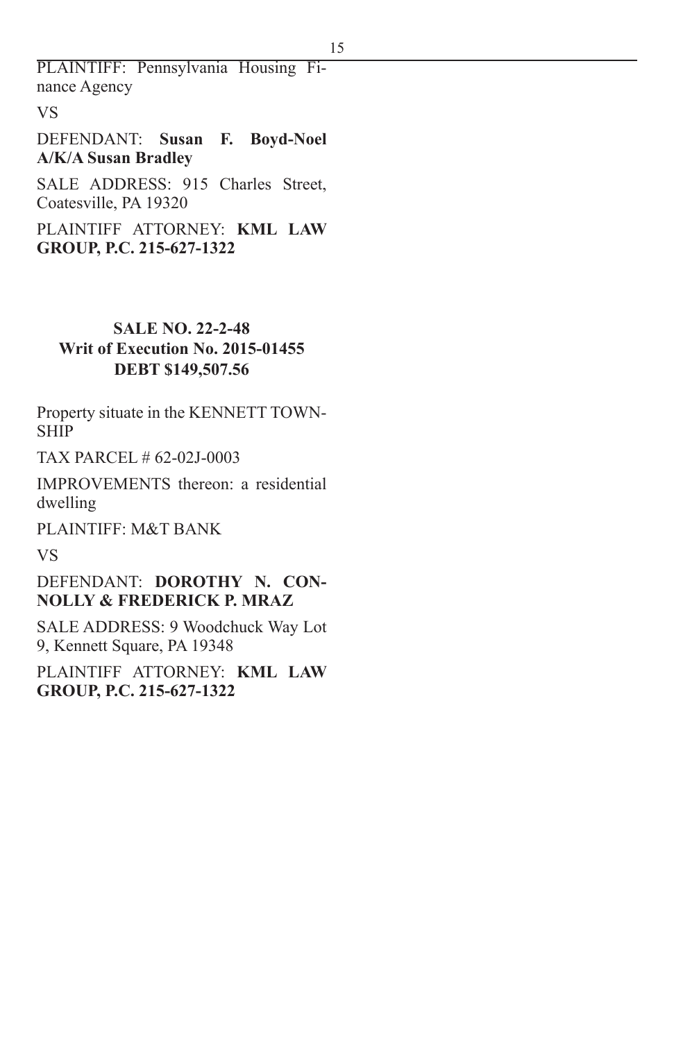PLAINTIFF: Pennsylvania Housing Finance Agency

VS

DEFENDANT: **Susan F. Boyd-Noel A/K/A Susan Bradley**

SALE ADDRESS: 915 Charles Street, Coatesville, PA 19320

PLAINTIFF ATTORNEY: **KML LAW GROUP, P.C. 215-627-1322**

**SALE NO. 22-2-48**
**Writ of Execution No. 2015-01455**
**DEBT $149,507.56**

Property situate in the KENNETT TOWNSHIP

TAX PARCEL # 62-02J-0003

IMPROVEMENTS thereon: a residential dwelling

PLAINTIFF: M&T BANK

VS

DEFENDANT: **DOROTHY N. CONNOLLY & FREDERICK P. MRAZ**

SALE ADDRESS: 9 Woodchuck Way Lot 9, Kennett Square, PA 19348

PLAINTIFF ATTORNEY: **KML LAW GROUP, P.C. 215-627-1322**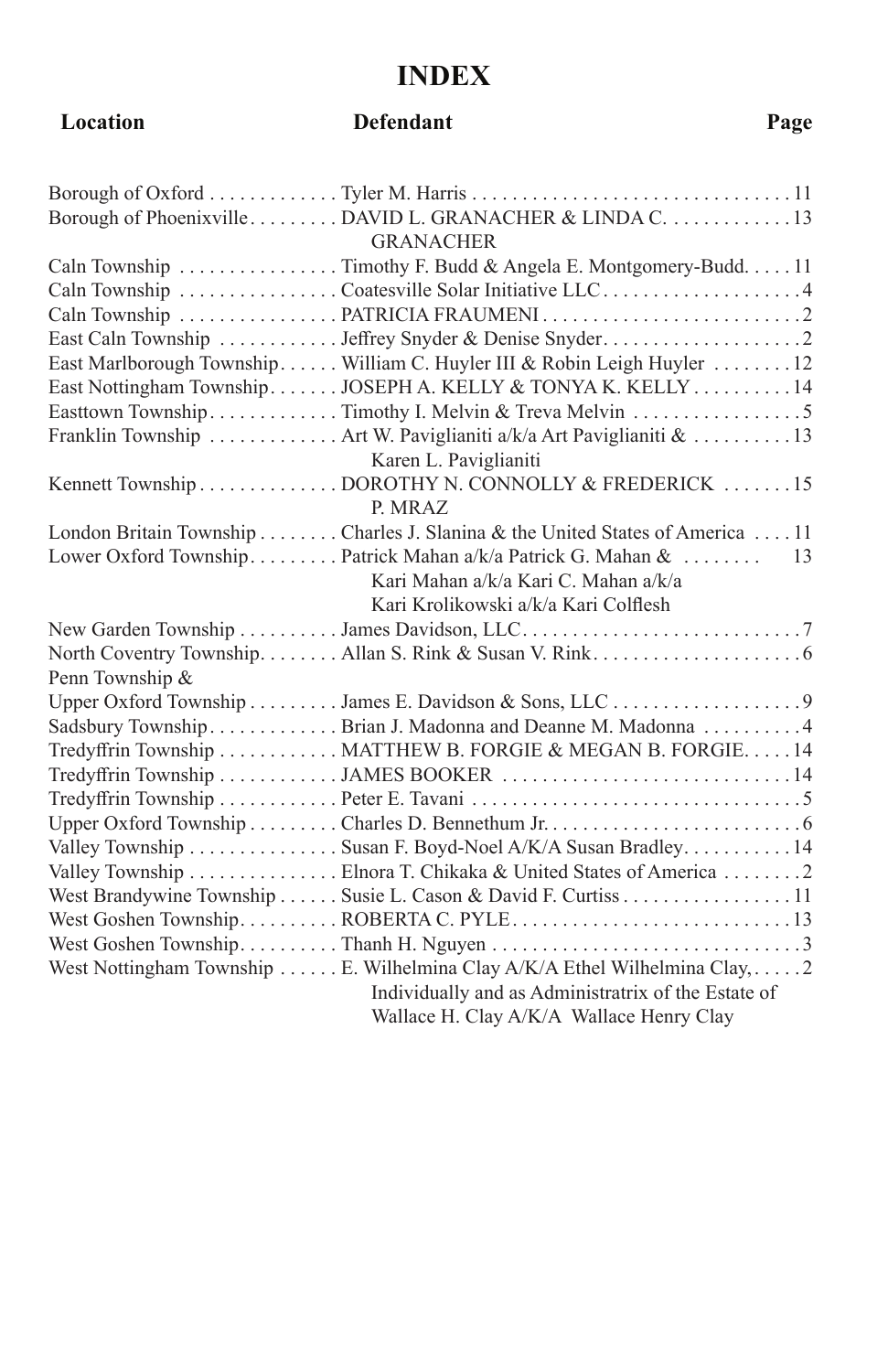# INDEX

| Location | Defendant | Page |
|---|---|---|
| Borough of Oxford | Tyler M. Harris | 11 |
| Borough of Phoenixville | DAVID L. GRANACHER & LINDA C. GRANACHER | 13 |
| Caln Township | Timothy F. Budd & Angela E. Montgomery-Budd | 11 |
| Caln Township | Coatesville Solar Initiative LLC | 4 |
| Caln Township | PATRICIA FRAUMENI | 2 |
| East Caln Township | Jeffrey Snyder & Denise Snyder | 2 |
| East Marlborough Township | William C. Huyler III & Robin Leigh Huyler | 12 |
| East Nottingham Township | JOSEPH A. KELLY & TONYA K. KELLY | 14 |
| Easttown Township | Timothy I. Melvin & Treva Melvin | 5 |
| Franklin Township | Art W. Paviglianiti a/k/a Art Paviglianiti & Karen L. Paviglianiti | 13 |
| Kennett Township | DOROTHY N. CONNOLLY & FREDERICK P. MRAZ | 15 |
| London Britain Township | Charles J. Slanina & the United States of America | 11 |
| Lower Oxford Township | Patrick Mahan a/k/a Patrick G. Mahan & Kari Mahan a/k/a Kari C. Mahan a/k/a Kari Krolikowski a/k/a Kari Colflesh | 13 |
| New Garden Township | James Davidson, LLC | 7 |
| North Coventry Township | Allan S. Rink & Susan V. Rink | 6 |
| Penn Township & Upper Oxford Township | James E. Davidson & Sons, LLC | 9 |
| Sadsbury Township | Brian J. Madonna and Deanne M. Madonna | 4 |
| Tredyffrin Township | MATTHEW B. FORGIE & MEGAN B. FORGIE | 14 |
| Tredyffrin Township | JAMES BOOKER | 14 |
| Tredyffrin Township | Peter E. Tavani | 5 |
| Upper Oxford Township | Charles D. Bennethum Jr. | 6 |
| Valley Township | Susan F. Boyd-Noel A/K/A Susan Bradley | 14 |
| Valley Township | Elnora T. Chikaka & United States of America | 2 |
| West Brandywine Township | Susie L. Cason & David F. Curtiss | 11 |
| West Goshen Township | ROBERTA C. PYLE | 13 |
| West Goshen Township | Thanh H. Nguyen | 3 |
| West Nottingham Township | E. Wilhelmina Clay A/K/A Ethel Wilhelmina Clay, Individually and as Administratrix of the Estate of Wallace H. Clay A/K/A Wallace Henry Clay | 2 |